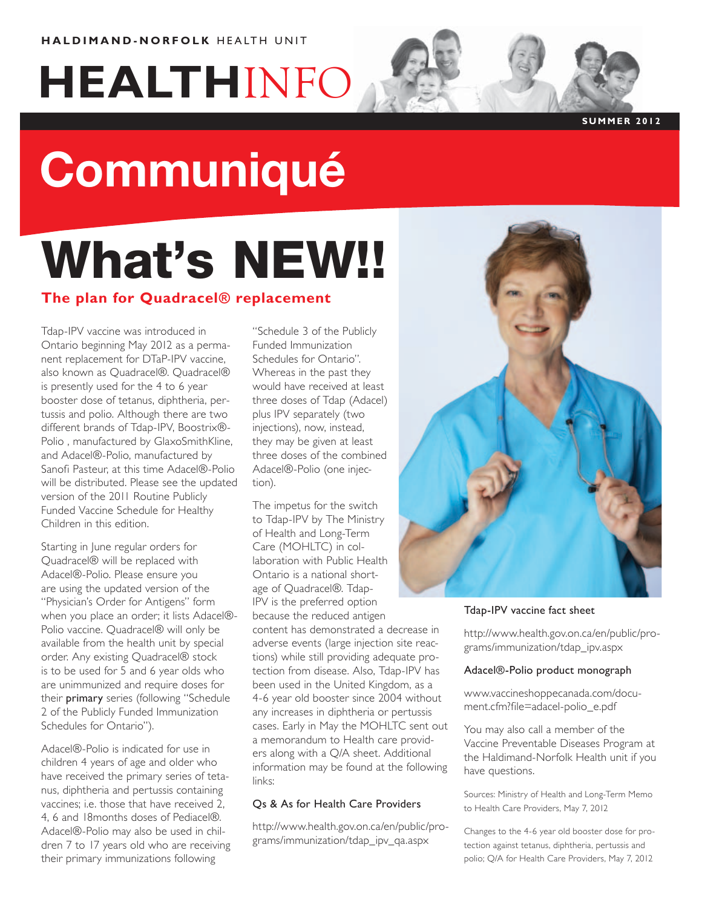**HALDIMAND-NORFOLK** HEALTH UNIT

# HEALTHINFO

SUMMER 2012

# Communiqué

# What's NEW!!

## The plan for Quadracel® replacement

Tdap-IPV vaccine was introduced in Ontario beginning May 2012 as a permanent replacement for DTaP-IPV vaccine, also known as Quadracel®. Quadracel® is presently used for the 4 to 6 year booster dose of tetanus, diphtheria, pertussis and polio. Although there are two different brands of Tdap-IPV, Boostrix®-Polio , manufactured by GlaxoSmithKline, and Adacel®-Polio, manufactured by Sanofi Pasteur, at this time Adacel®-Polio will be distributed. Please see the updated version of the 2011 Routine Publicly Funded Vaccine Schedule for Healthy Children in this edition.

Starting in June regular orders for Quadracel® will be replaced with Adacel®-Polio. Please ensure you are using the updated version of the "Physician's Order for Antigens" form when you place an order; it lists Adacel®-Polio vaccine. Quadracel® will only be available from the health unit by special order. Any existing Quadracel® stock is to be used for 5 and 6 year olds who are unimmunized and require doses for their **primary** series (following "Schedule 2 of the Publicly Funded Immunization Schedules for Ontario").

Adacel®-Polio is indicated for use in children 4 years of age and older who have received the primary series of tetanus, diphtheria and pertussis containing vaccines; i.e. those that have received 2, 4, 6 and 18months doses of Pediacel®. Adacel®-Polio may also be used in children 7 to 17 years old who are receiving their primary immunizations following "Schedule 3 of the Publicly Funded Immunization Schedules for Ontario". Whereas in the past they would have received at least three doses of Tdap (Adacel) plus IPV separately (two injections), now, instead, they may be given at least three doses of the combined Adacel®-Polio (one injection).

The impetus for the switch to Tdap-IPV by The Ministry of Health and Long-Term Care (MOHLTC) in collaboration with Public Health Ontario is a national shortage of Quadracel®. Tdap-IPV is the preferred option because the reduced antigen content has demonstrated a decrease in adverse events (large injection site reactions) while still providing adequate protection from disease. Also, Tdap-IPV has been used in the United Kingdom, as a 4-6 year old booster since 2004 without any increases in diphtheria or pertussis cases. Early in May the MOHLTC sent out a memorandum to Health care providers along with a Q/A sheet. Additional information may be found at the following links:

Qs & As for Health Care Providers

http://www.health.gov.on.ca/en/public/programs/immunization/tdap_ipv_qa.aspx

Tdap-IPV vaccine fact sheet

http://www.health.gov.on.ca/en/public/programs/immunization/tdap_ipv.aspx

Adacel®-Polio product monograph

www.vaccineshoppecanada.com/document.cfm?file=adacel-polio_e.pdf

You may also call a member of the Vaccine Preventable Diseases Program at the Haldimand-Norfolk Health unit if you have questions.

Sources: Ministry of Health and Long-Term Memo to Health Care Providers, May 7, 2012

Changes to the 4-6 year old booster dose for protection against tetanus, diphtheria, pertussis and polio; Q/A for Health Care Providers, May 7, 2012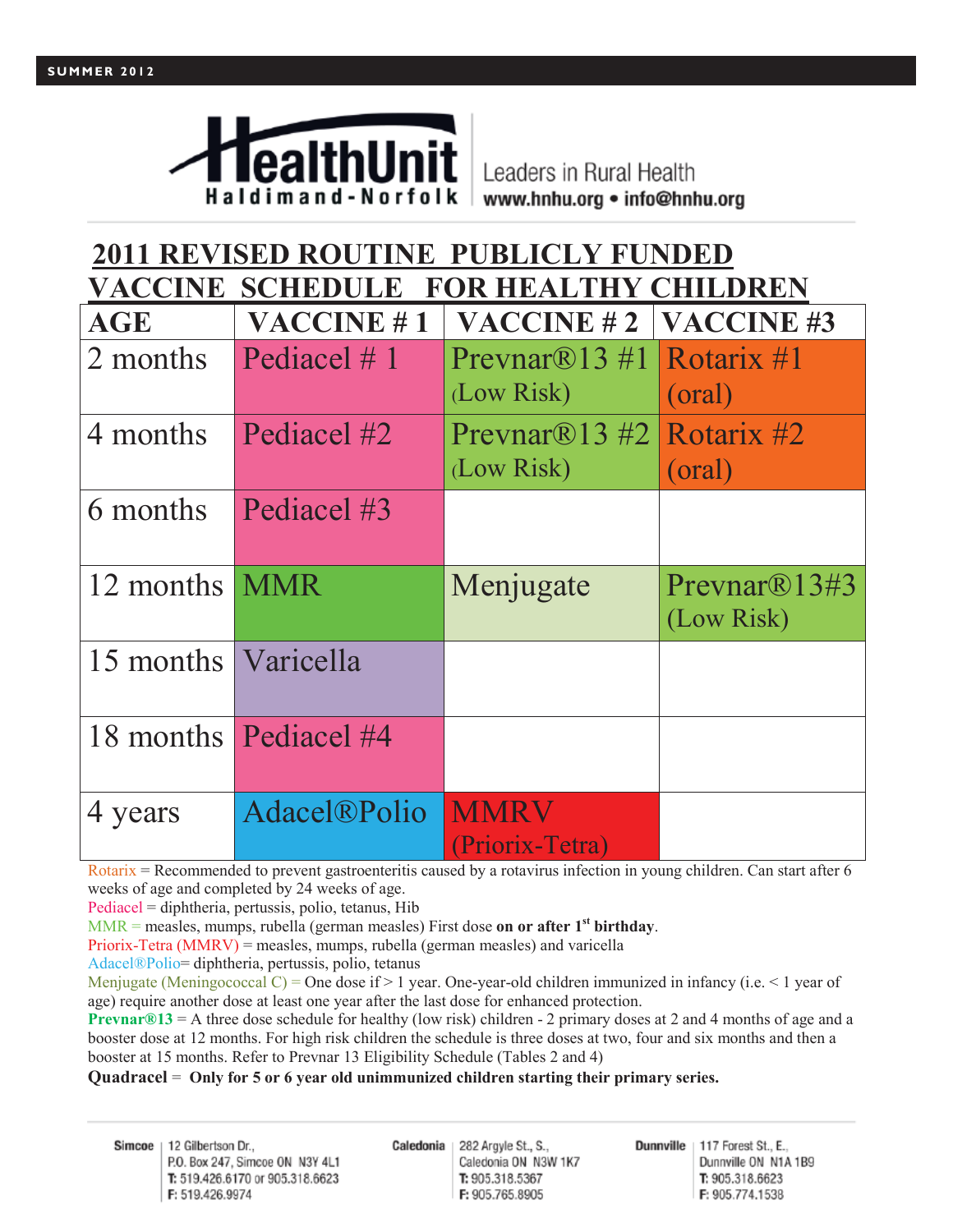SUMMER 2012

HealthUnit Haldimand-Norfolk | Leaders in Rural Health www.hnhu.org • info@hnhu.org

# 2011 REVISED ROUTINE PUBLICLY FUNDED VACCINE SCHEDULE FOR HEALTHY CHILDREN

| AGE | VACCINE # 1 | VACCINE # 2 | VACCINE #3 |
|---|---|---|---|
| 2 months | Pediacel # 1 | Prevnar®13 #1 (Low Risk) | Rotarix #1 (oral) |
| 4 months | Pediacel #2 | Prevnar®13 #2 (Low Risk) | Rotarix #2 (oral) |
| 6 months | Pediacel #3 | | |
| 12 months | MMR | Menjugate | Prevnar®13#3 (Low Risk) |
| 15 months | Varicella | | |
| 18 months | Pediacel #4 | | |
| 4 years | Adacel®Polio | MMRV (Priorix-Tetra) | |

Rotarix = Recommended to prevent gastroenteritis caused by a rotavirus infection in young children. Can start after 6 weeks of age and completed by 24 weeks of age.

Pediacel = diphtheria, pertussis, polio, tetanus, Hib

MMR = measles, mumps, rubella (german measles) First dose **on or after 1st birthday**.

Priorix-Tetra (MMRV) = measles, mumps, rubella (german measles) and varicella

Adacel®Polio= diphtheria, pertussis, polio, tetanus

Menjugate (Meningococcal C) = One dose if > 1 year. One-year-old children immunized in infancy (i.e. < 1 year of age) require another dose at least one year after the last dose for enhanced protection.

**Prevnar®13** = A three dose schedule for healthy (low risk) children - 2 primary doses at 2 and 4 months of age and a booster dose at 12 months. For high risk children the schedule is three doses at two, four and six months and then a booster at 15 months. Refer to Prevnar 13 Eligibility Schedule (Tables 2 and 4)

**Quadracel = Only for 5 or 6 year old unimmunized children starting their primary series.**

**Simcoe** | 12 Gilbertson Dr., P.O. Box 247, Simcoe ON N3Y 4L1 T: 519.426.6170 or 905.318.6623 F: 519.426.9974

**Caledonia** | 282 Argyle St., S., Caledonia ON N3W 1K7 T: 905.318.5367 F: 905.765.8905

**Dunnville** | 117 Forest St., E., Dunnville ON N1A 1B9 T: 905.318.6623 F: 905.774.1538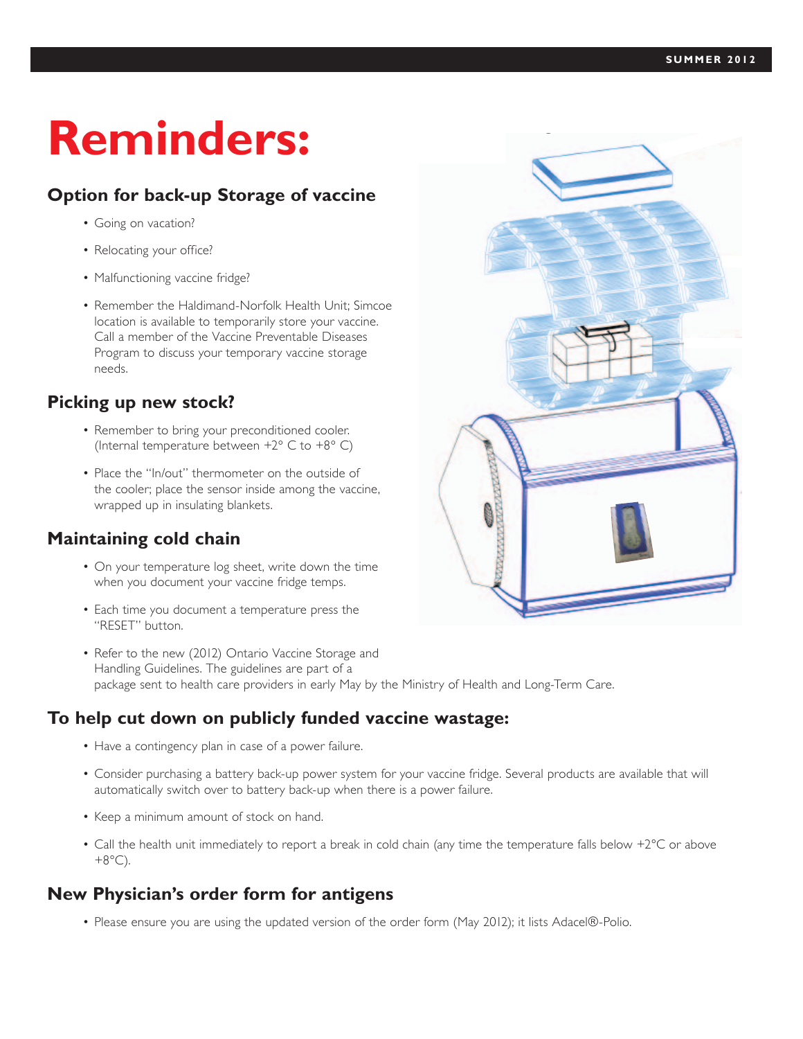# Reminders:

## Option for back-up Storage of vaccine

- Going on vacation?
- Relocating your office?
- Malfunctioning vaccine fridge?
- Remember the Haldimand-Norfolk Health Unit; Simcoe location is available to temporarily store your vaccine. Call a member of the Vaccine Preventable Diseases Program to discuss your temporary vaccine storage needs.

## Picking up new stock?

- Remember to bring your preconditioned cooler. (Internal temperature between +2° C to +8° C)
- Place the "In/out" thermometer on the outside of the cooler; place the sensor inside among the vaccine, wrapped up in insulating blankets.

## Maintaining cold chain

- On your temperature log sheet, write down the time when you document your vaccine fridge temps.
- Each time you document a temperature press the "RESET" button.
- Refer to the new (2012) Ontario Vaccine Storage and Handling Guidelines. The guidelines are part of a package sent to health care providers in early May by the Ministry of Health and Long-Term Care.

## To help cut down on publicly funded vaccine wastage:

- Have a contingency plan in case of a power failure.
- Consider purchasing a battery back-up power system for your vaccine fridge. Several products are available that will automatically switch over to battery back-up when there is a power failure.
- Keep a minimum amount of stock on hand.
- Call the health unit immediately to report a break in cold chain (any time the temperature falls below +2°C or above +8°C).

## New Physician's order form for antigens

- Please ensure you are using the updated version of the order form (May 2012); it lists Adacel®-Polio.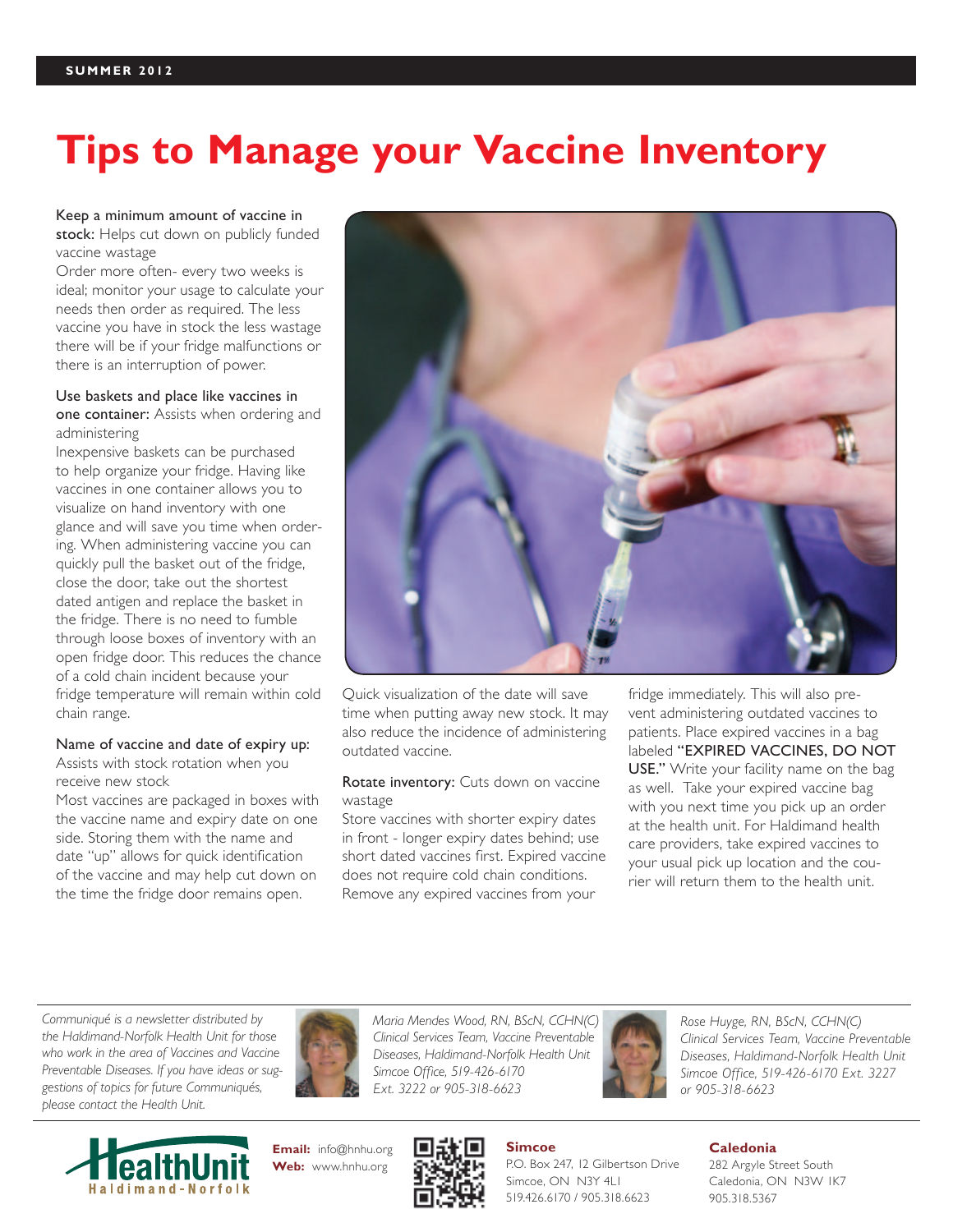# Tips to Manage your Vaccine Inventory

**Keep a minimum amount of vaccine in stock:** Helps cut down on publicly funded vaccine wastage

Order more often- every two weeks is ideal; monitor your usage to calculate your needs then order as required. The less vaccine you have in stock the less wastage there will be if your fridge malfunctions or there is an interruption of power.

**Use baskets and place like vaccines in one container:** Assists when ordering and administering

Inexpensive baskets can be purchased to help organize your fridge. Having like vaccines in one container allows you to visualize on hand inventory with one glance and will save you time when ordering. When administering vaccine you can quickly pull the basket out of the fridge, close the door, take out the shortest dated antigen and replace the basket in the fridge. There is no need to fumble through loose boxes of inventory with an open fridge door. This reduces the chance of a cold chain incident because your fridge temperature will remain within cold chain range.

**Name of vaccine and date of expiry up:** Assists with stock rotation when you receive new stock

Most vaccines are packaged in boxes with the vaccine name and expiry date on one side. Storing them with the name and date "up" allows for quick identification of the vaccine and may help cut down on the time the fridge door remains open. Quick visualization of the date will save time when putting away new stock. It may also reduce the incidence of administering outdated vaccine.

**Rotate inventory:** Cuts down on vaccine wastage

Store vaccines with shorter expiry dates in front - longer expiry dates behind; use short dated vaccines first. Expired vaccine does not require cold chain conditions. Remove any expired vaccines from your fridge immediately. This will also prevent administering outdated vaccines to patients. Place expired vaccines in a bag labeled **"EXPIRED VACCINES, DO NOT USE."** Write your facility name on the bag as well. Take your expired vaccine bag with you next time you pick up an order at the health unit. For Haldimand health care providers, take expired vaccines to your usual pick up location and the courier will return them to the health unit.

---

*Communiqué is a newsletter distributed by the Haldimand-Norfolk Health Unit for those who work in the area of Vaccines and Vaccine Preventable Diseases. If you have ideas or suggestions of topics for future Communiqués, please contact the Health Unit.*

*Maria Mendes Wood, RN, BScN, CCHN(C)
Clinical Services Team, Vaccine Preventable Diseases, Haldimand-Norfolk Health Unit
Simcoe Office, 519-426-6170 Ext. 3222 or 905-318-6623*

*Rose Huyge, RN, BScN, CCHN(C)
Clinical Services Team, Vaccine Preventable Diseases, Haldimand-Norfolk Health Unit
Simcoe Office, 519-426-6170 Ext. 3227 or 905-318-6623*

HealthUnit Haldimand-Norfolk

**Email:** info@hnhu.org
**Web:** www.hnhu.org

**Simcoe**
P.O. Box 247, 12 Gilbertson Drive
Simcoe, ON N3Y 4L1
519.426.6170 / 905.318.6623

**Caledonia**
282 Argyle Street South
Caledonia, ON N3W 1K7
905.318.5367